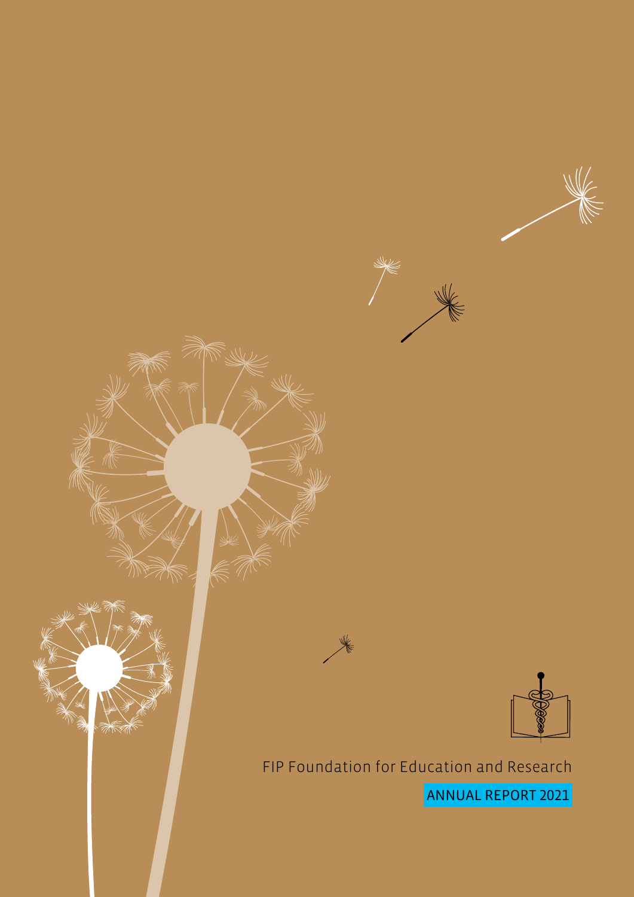FIP Foundation for Education and Research

# ANNUAL REPORT 2021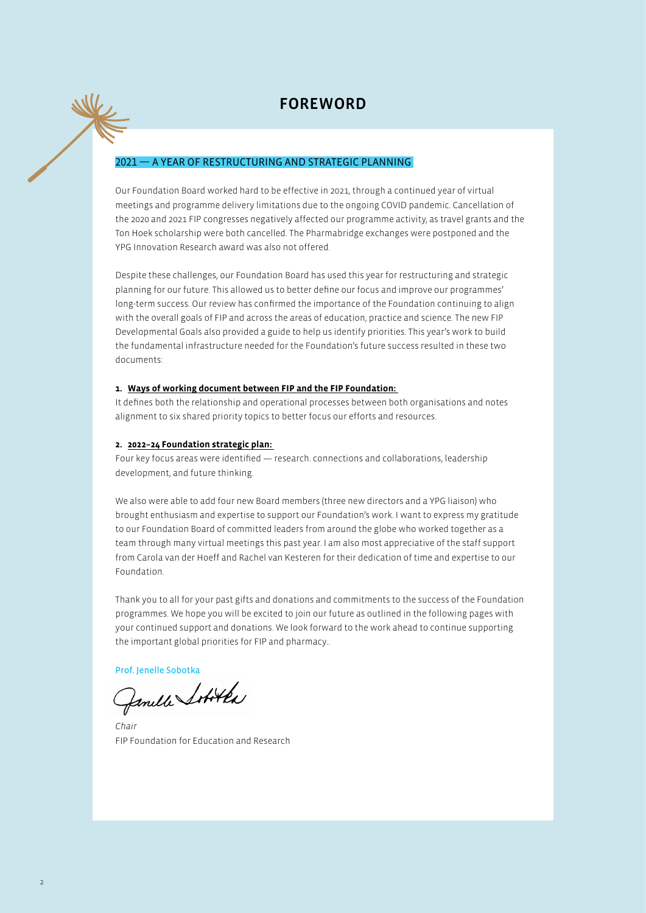# FOREWORD

## 2021 — A YEAR OF RESTRUCTURING AND STRATEGIC PLANNING

Our Foundation Board worked hard to be effective in 2021, through a continued year of virtual meetings and programme delivery limitations due to the ongoing COVID pandemic. Cancellation of the 2020 and 2021 FIP congresses negatively affected our programme activity, as travel grants and the Ton Hoek scholarship were both cancelled. The Pharmabridge exchanges were postponed and the YPG Innovation Research award was also not offered.

Despite these challenges, our Foundation Board has used this year for restructuring and strategic planning for our future. This allowed us to better define our focus and improve our programmes' long-term success. Our review has confirmed the importance of the Foundation continuing to align with the overall goals of FIP and across the areas of education, practice and science. The new FIP Developmental Goals also provided a guide to help us identify priorities. This year's work to build the fundamental infrastructure needed for the Foundation's future success resulted in these two documents:

**1. Ways of working document between FIP and the FIP Foundation:**
It defines both the relationship and operational processes between both organisations and notes alignment to six shared priority topics to better focus our efforts and resources.

**2. 2022–24 Foundation strategic plan:**
Four key focus areas were identified — research. connections and collaborations, leadership development, and future thinking.

We also were able to add four new Board members (three new directors and a YPG liaison) who brought enthusiasm and expertise to support our Foundation's work. I want to express my gratitude to our Foundation Board of committed leaders from around the globe who worked together as a team through many virtual meetings this past year. I am also most appreciative of the staff support from Carola van der Hoeff and Rachel van Kesteren for their dedication of time and expertise to our Foundation.

Thank you to all for your past gifts and donations and commitments to the success of the Foundation programmes. We hope you will be excited to join our future as outlined in the following pages with your continued support and donations. We look forward to the work ahead to continue supporting the important global priorities for FIP and pharmacy..

Prof. Jenelle Sobotka

*Chair*
FIP Foundation for Education and Research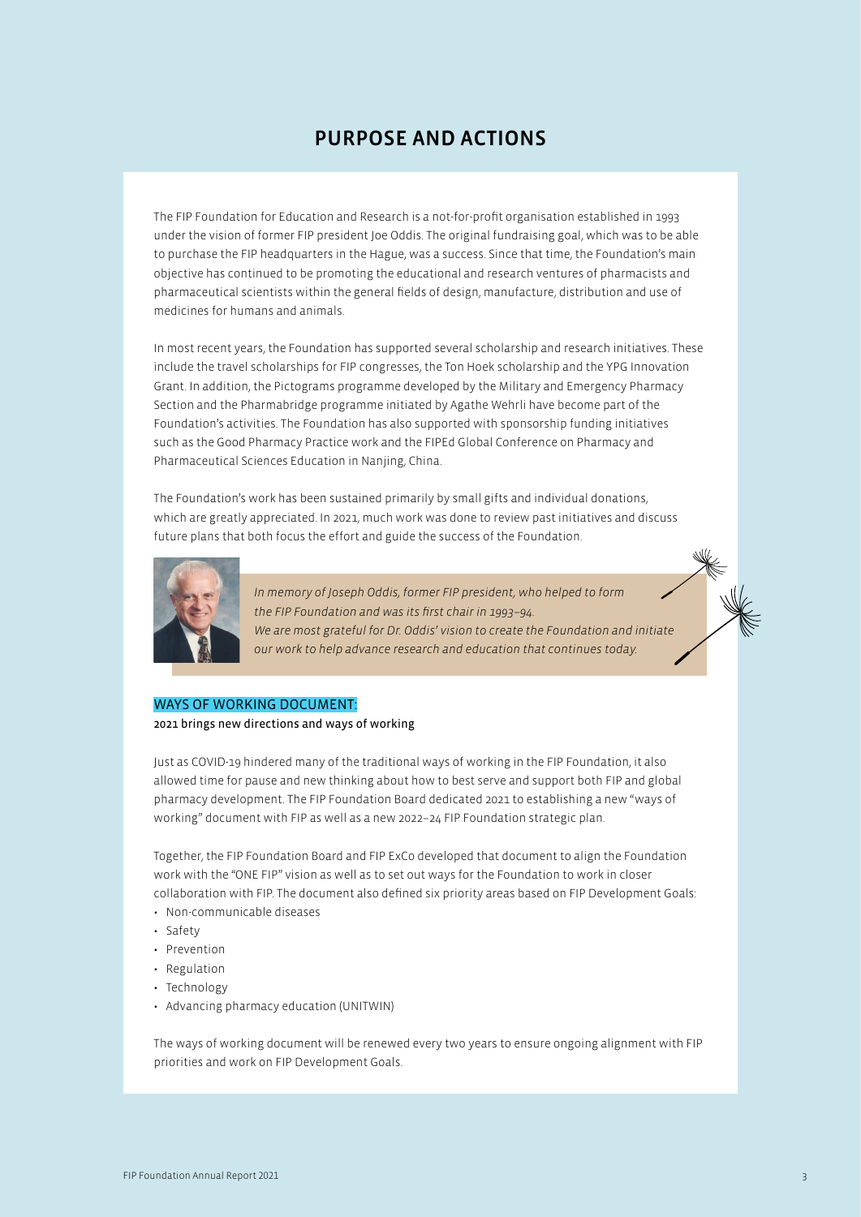# PURPOSE AND ACTIONS

The FIP Foundation for Education and Research is a not-for-profit organisation established in 1993 under the vision of former FIP president Joe Oddis. The original fundraising goal, which was to be able to purchase the FIP headquarters in the Hague, was a success. Since that time, the Foundation's main objective has continued to be promoting the educational and research ventures of pharmacists and pharmaceutical scientists within the general fields of design, manufacture, distribution and use of medicines for humans and animals.

In most recent years, the Foundation has supported several scholarship and research initiatives. These include the travel scholarships for FIP congresses, the Ton Hoek scholarship and the YPG Innovation Grant. In addition, the Pictograms programme developed by the Military and Emergency Pharmacy Section and the Pharmabridge programme initiated by Agathe Wehrli have become part of the Foundation's activities. The Foundation has also supported with sponsorship funding initiatives such as the Good Pharmacy Practice work and the FIPEd Global Conference on Pharmacy and Pharmaceutical Sciences Education in Nanjing, China.

The Foundation's work has been sustained primarily by small gifts and individual donations, which are greatly appreciated. In 2021, much work was done to review past initiatives and discuss future plans that both focus the effort and guide the success of the Foundation.

*In memory of Joseph Oddis, former FIP president, who helped to form the FIP Foundation and was its first chair in 1993–94. We are most grateful for Dr. Oddis' vision to create the Foundation and initiate our work to help advance research and education that continues today.*

## WAYS OF WORKING DOCUMENT:

2021 brings new directions and ways of working

Just as COVID-19 hindered many of the traditional ways of working in the FIP Foundation, it also allowed time for pause and new thinking about how to best serve and support both FIP and global pharmacy development. The FIP Foundation Board dedicated 2021 to establishing a new "ways of working" document with FIP as well as a new 2022–24 FIP Foundation strategic plan.

Together, the FIP Foundation Board and FIP ExCo developed that document to align the Foundation work with the "ONE FIP" vision as well as to set out ways for the Foundation to work in closer collaboration with FIP. The document also defined six priority areas based on FIP Development Goals:

- Non-communicable diseases
- Safety
- Prevention
- Regulation
- Technology
- Advancing pharmacy education (UNITWIN)

The ways of working document will be renewed every two years to ensure ongoing alignment with FIP priorities and work on FIP Development Goals.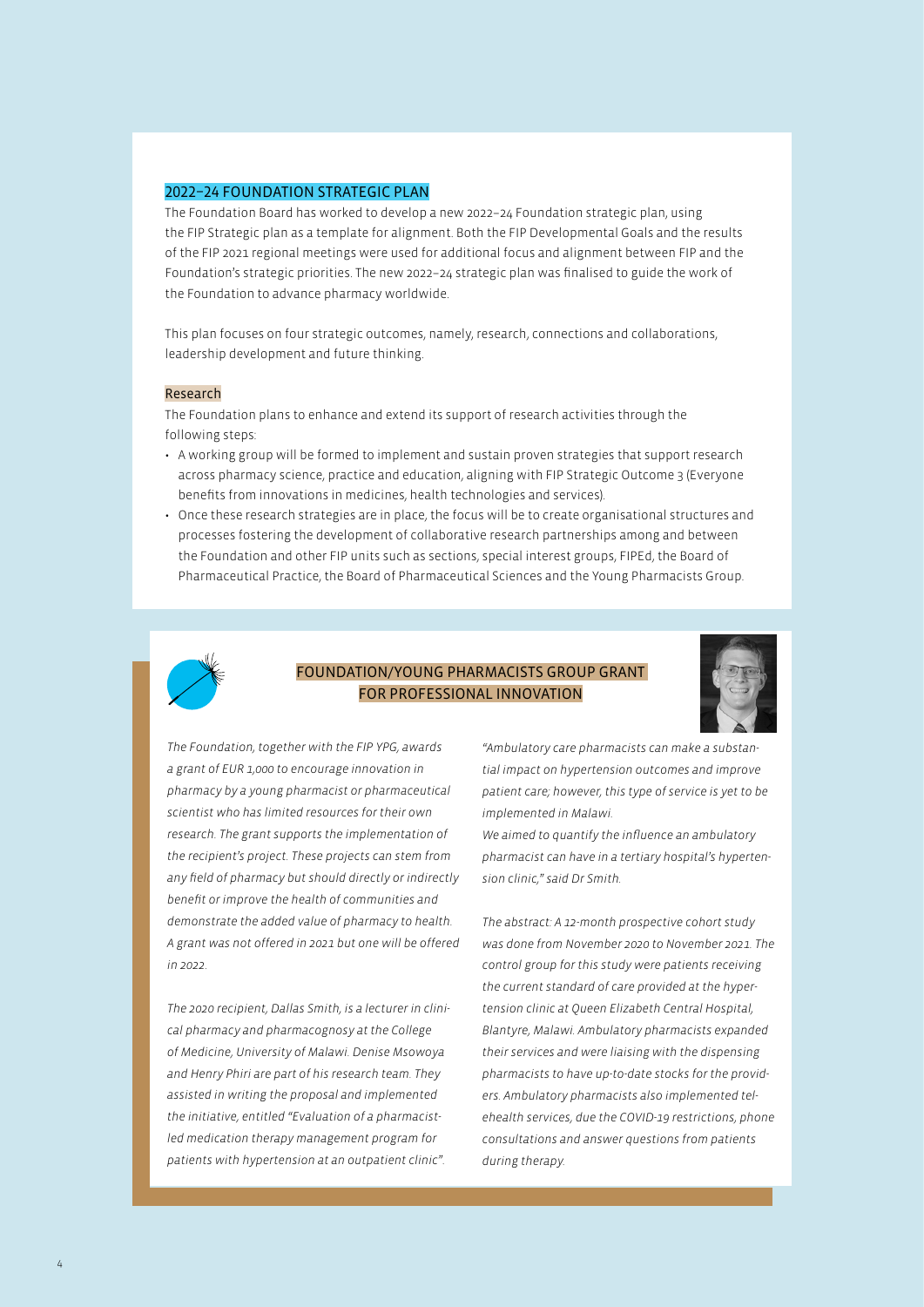## 2022–24 FOUNDATION STRATEGIC PLAN

The Foundation Board has worked to develop a new 2022–24 Foundation strategic plan, using the FIP Strategic plan as a template for alignment. Both the FIP Developmental Goals and the results of the FIP 2021 regional meetings were used for additional focus and alignment between FIP and the Foundation's strategic priorities. The new 2022–24 strategic plan was finalised to guide the work of the Foundation to advance pharmacy worldwide.

This plan focuses on four strategic outcomes, namely, research, connections and collaborations, leadership development and future thinking.

### Research

The Foundation plans to enhance and extend its support of research activities through the following steps:

- A working group will be formed to implement and sustain proven strategies that support research across pharmacy science, practice and education, aligning with FIP Strategic Outcome 3 (Everyone benefits from innovations in medicines, health technologies and services).
- Once these research strategies are in place, the focus will be to create organisational structures and processes fostering the development of collaborative research partnerships among and between the Foundation and other FIP units such as sections, special interest groups, FIPEd, the Board of Pharmaceutical Practice, the Board of Pharmaceutical Sciences and the Young Pharmacists Group.

## FOUNDATION/YOUNG PHARMACISTS GROUP GRANT FOR PROFESSIONAL INNOVATION

*The Foundation, together with the FIP YPG, awards a grant of EUR 1,000 to encourage innovation in pharmacy by a young pharmacist or pharmaceutical scientist who has limited resources for their own research. The grant supports the implementation of the recipient's project. These projects can stem from any field of pharmacy but should directly or indirectly benefit or improve the health of communities and demonstrate the added value of pharmacy to health. A grant was not offered in 2021 but one will be offered in 2022.*

*The 2020 recipient, Dallas Smith, is a lecturer in clinical pharmacy and pharmacognosy at the College of Medicine, University of Malawi. Denise Msowoya and Henry Phiri are part of his research team. They assisted in writing the proposal and implemented the initiative, entitled "Evaluation of a pharmacist-led medication therapy management program for patients with hypertension at an outpatient clinic".*

*"Ambulatory care pharmacists can make a substantial impact on hypertension outcomes and improve patient care; however, this type of service is yet to be implemented in Malawi.*
*We aimed to quantify the influence an ambulatory pharmacist can have in a tertiary hospital's hypertension clinic," said Dr Smith.*

*The abstract: A 12-month prospective cohort study was done from November 2020 to November 2021. The control group for this study were patients receiving the current standard of care provided at the hypertension clinic at Queen Elizabeth Central Hospital, Blantyre, Malawi. Ambulatory pharmacists expanded their services and were liaising with the dispensing pharmacists to have up-to-date stocks for the providers. Ambulatory pharmacists also implemented telehealth services, due the COVID-19 restrictions, phone consultations and answer questions from patients during therapy.*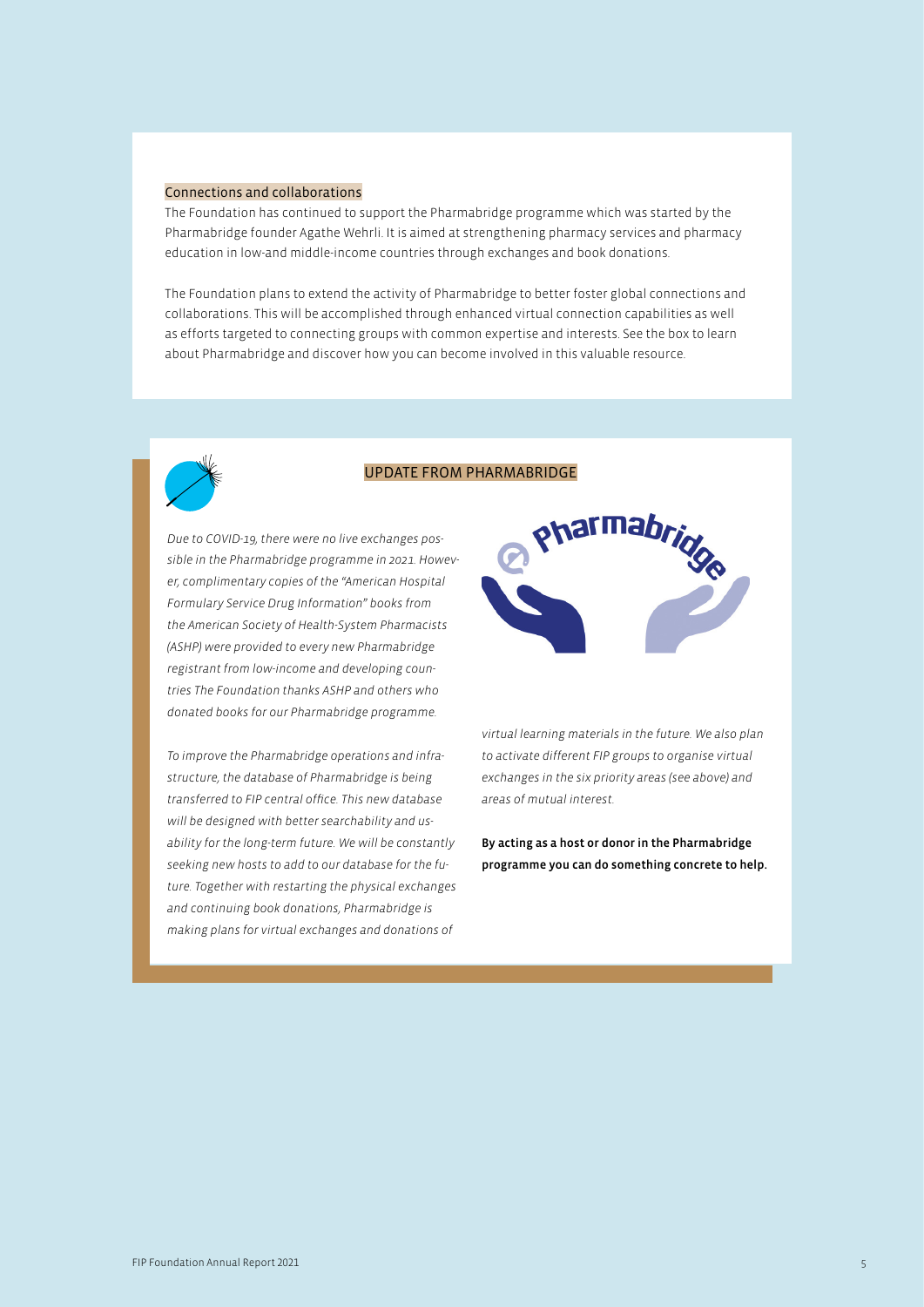## Connections and collaborations

The Foundation has continued to support the Pharmabridge programme which was started by the Pharmabridge founder Agathe Wehrli. It is aimed at strengthening pharmacy services and pharmacy education in low-and middle-income countries through exchanges and book donations.

The Foundation plans to extend the activity of Pharmabridge to better foster global connections and collaborations. This will be accomplished through enhanced virtual connection capabilities as well as efforts targeted to connecting groups with common expertise and interests. See the box to learn about Pharmabridge and discover how you can become involved in this valuable resource.

## UPDATE FROM PHARMABRIDGE

*Due to COVID-19, there were no live exchanges possible in the Pharmabridge programme in 2021. However, complimentary copies of the "American Hospital Formulary Service Drug Information" books from the American Society of Health-System Pharmacists (ASHP) were provided to every new Pharmabridge registrant from low-income and developing countries The Foundation thanks ASHP and others who donated books for our Pharmabridge programme.*

*To improve the Pharmabridge operations and infrastructure, the database of Pharmabridge is being transferred to FIP central office. This new database will be designed with better searchability and usability for the long-term future. We will be constantly seeking new hosts to add to our database for the future. Together with restarting the physical exchanges and continuing book donations, Pharmabridge is making plans for virtual exchanges and donations of virtual learning materials in the future. We also plan to activate different FIP groups to organise virtual exchanges in the six priority areas (see above) and areas of mutual interest.*

**By acting as a host or donor in the Pharmabridge programme you can do something concrete to help.**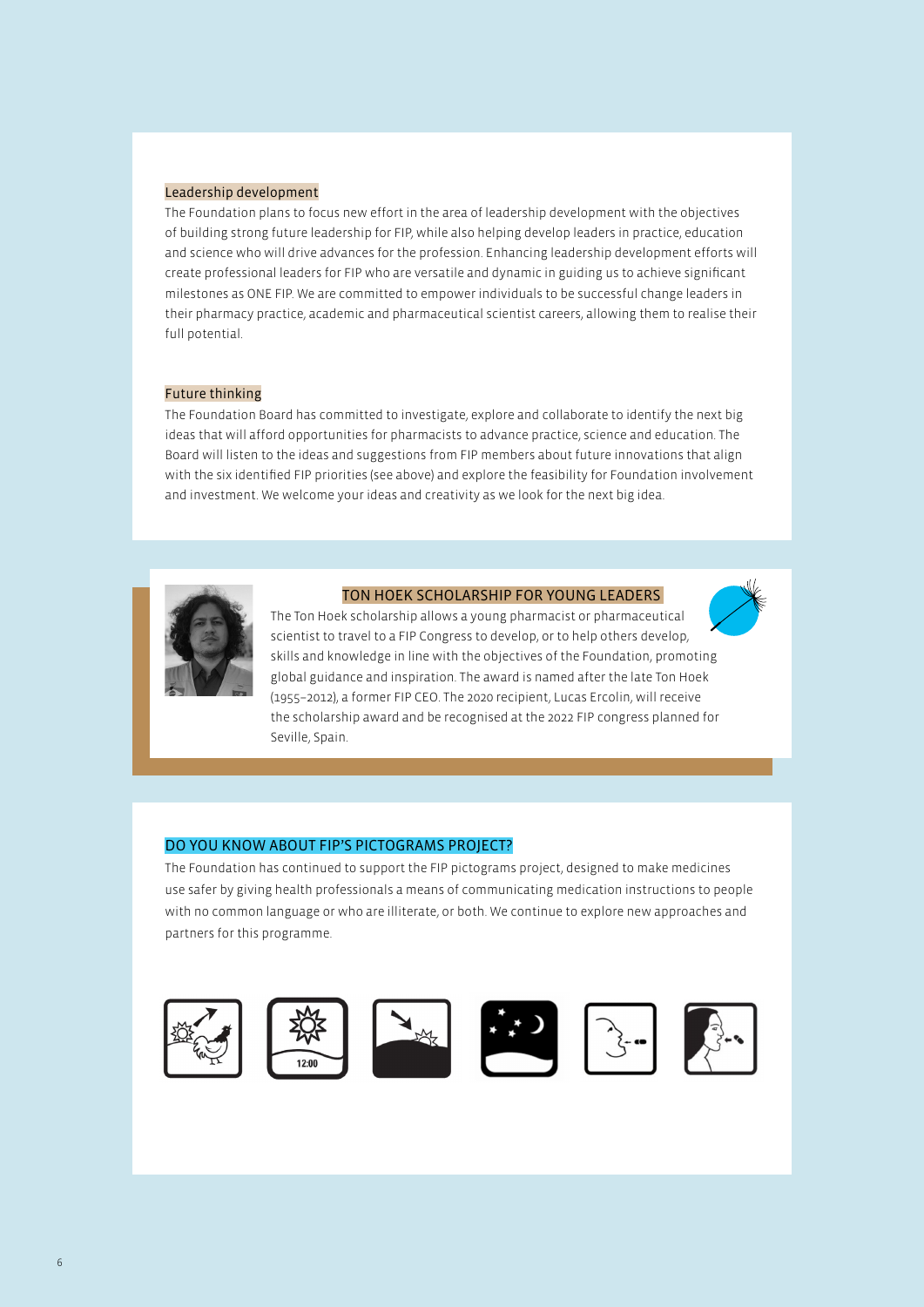### Leadership development

The Foundation plans to focus new effort in the area of leadership development with the objectives of building strong future leadership for FIP, while also helping develop leaders in practice, education and science who will drive advances for the profession. Enhancing leadership development efforts will create professional leaders for FIP who are versatile and dynamic in guiding us to achieve significant milestones as ONE FIP. We are committed to empower individuals to be successful change leaders in their pharmacy practice, academic and pharmaceutical scientist careers, allowing them to realise their full potential.

### Future thinking

The Foundation Board has committed to investigate, explore and collaborate to identify the next big ideas that will afford opportunities for pharmacists to advance practice, science and education. The Board will listen to the ideas and suggestions from FIP members about future innovations that align with the six identified FIP priorities (see above) and explore the feasibility for Foundation involvement and investment. We welcome your ideas and creativity as we look for the next big idea.

### TON HOEK SCHOLARSHIP FOR YOUNG LEADERS

The Ton Hoek scholarship allows a young pharmacist or pharmaceutical scientist to travel to a FIP Congress to develop, or to help others develop, skills and knowledge in line with the objectives of the Foundation, promoting global guidance and inspiration. The award is named after the late Ton Hoek (1955–2012), a former FIP CEO. The 2020 recipient, Lucas Ercolin, will receive the scholarship award and be recognised at the 2022 FIP congress planned for Seville, Spain.

### DO YOU KNOW ABOUT FIP'S PICTOGRAMS PROJECT?

The Foundation has continued to support the FIP pictograms project, designed to make medicines use safer by giving health professionals a means of communicating medication instructions to people with no common language or who are illiterate, or both. We continue to explore new approaches and partners for this programme.

12:00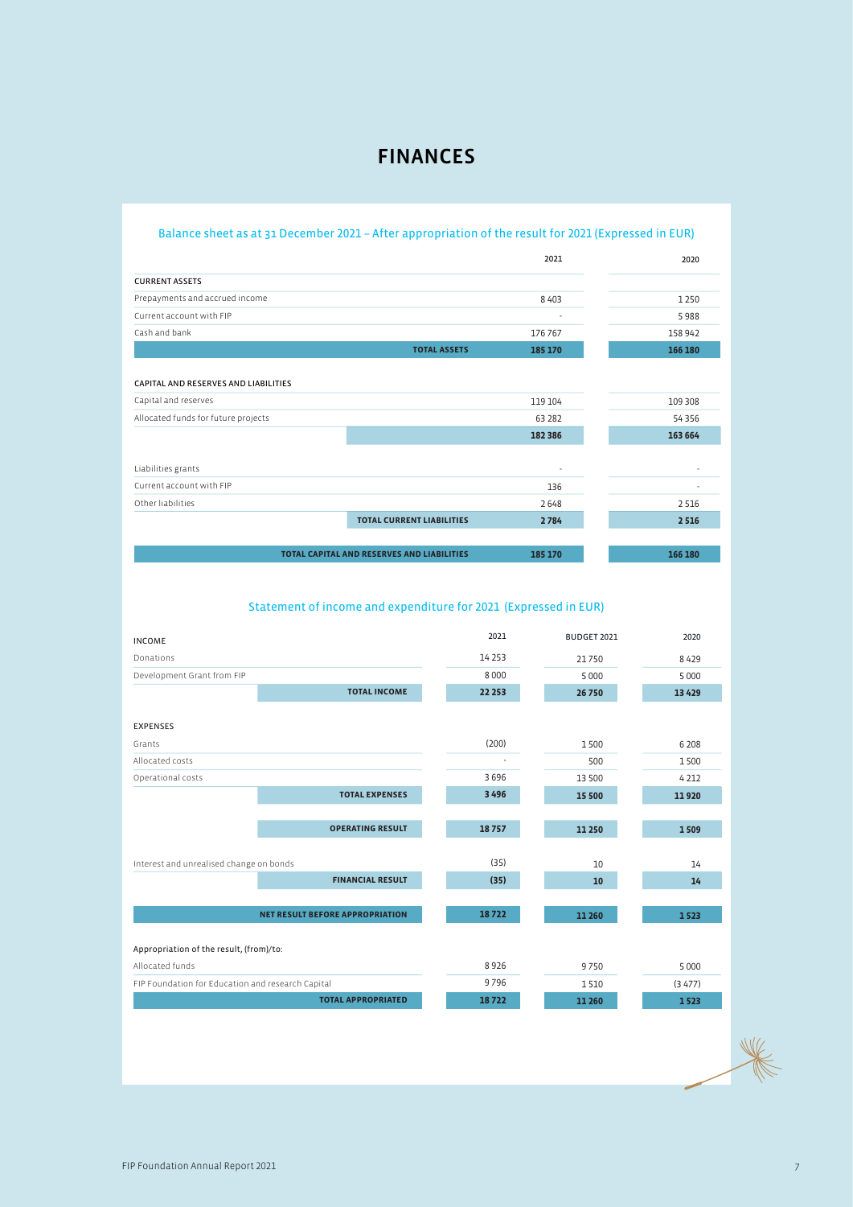# FINANCES

## Balance sheet as at 31 December 2021 – After appropriation of the result for 2021 (Expressed in EUR)

| | 2021 | 2020 |
|---|---|---|
| **CURRENT ASSETS** | | |
| Prepayments and accrued income | 8 403 | 1 250 |
| Current account with FIP | - | 5 988 |
| Cash and bank | 176 767 | 158 942 |
| **TOTAL ASSETS** | **185 170** | **166 180** |
| | | |
| **CAPITAL AND RESERVES AND LIABILITIES** | | |
| Capital and reserves | 119 104 | 109 308 |
| Allocated funds for future projects | 63 282 | 54 356 |
| | **182 386** | **163 664** |
| | | |
| Liabilities grants | - | - |
| Current account with FIP | 136 | - |
| Other liabilities | 2 648 | 2 516 |
| **TOTAL CURRENT LIABILITIES** | **2 784** | **2 516** |
| | | |
| **TOTAL CAPITAL AND RESERVES AND LIABILITIES** | **185 170** | **166 180** |

## Statement of income and expenditure for 2021 (Expressed in EUR)

| | 2021 | BUDGET 2021 | 2020 |
|---|---|---|---|
| **INCOME** | | | |
| Donations | 14 253 | 21 750 | 8 429 |
| Development Grant from FIP | 8 000 | 5 000 | 5 000 |
| **TOTAL INCOME** | **22 253** | **26 750** | **13 429** |
| | | | |
| **EXPENSES** | | | |
| Grants | (200) | 1 500 | 6 208 |
| Allocated costs | - | 500 | 1 500 |
| Operational costs | 3 696 | 13 500 | 4 212 |
| **TOTAL EXPENSES** | **3 496** | **15 500** | **11 920** |
| | | | |
| **OPERATING RESULT** | **18 757** | **11 250** | **1 509** |
| | | | |
| Interest and unrealised change on bonds | (35) | 10 | 14 |
| **FINANCIAL RESULT** | **(35)** | **10** | **14** |
| | | | |
| **NET RESULT BEFORE APPROPRIATION** | **18 722** | **11 260** | **1 523** |
| | | | |
| Appropriation of the result, (from)/to: | | | |
| Allocated funds | 8 926 | 9 750 | 5 000 |
| FIP Foundation for Education and research Capital | 9 796 | 1 510 | (3 477) |
| **TOTAL APPROPRIATED** | **18 722** | **11 260** | **1 523** |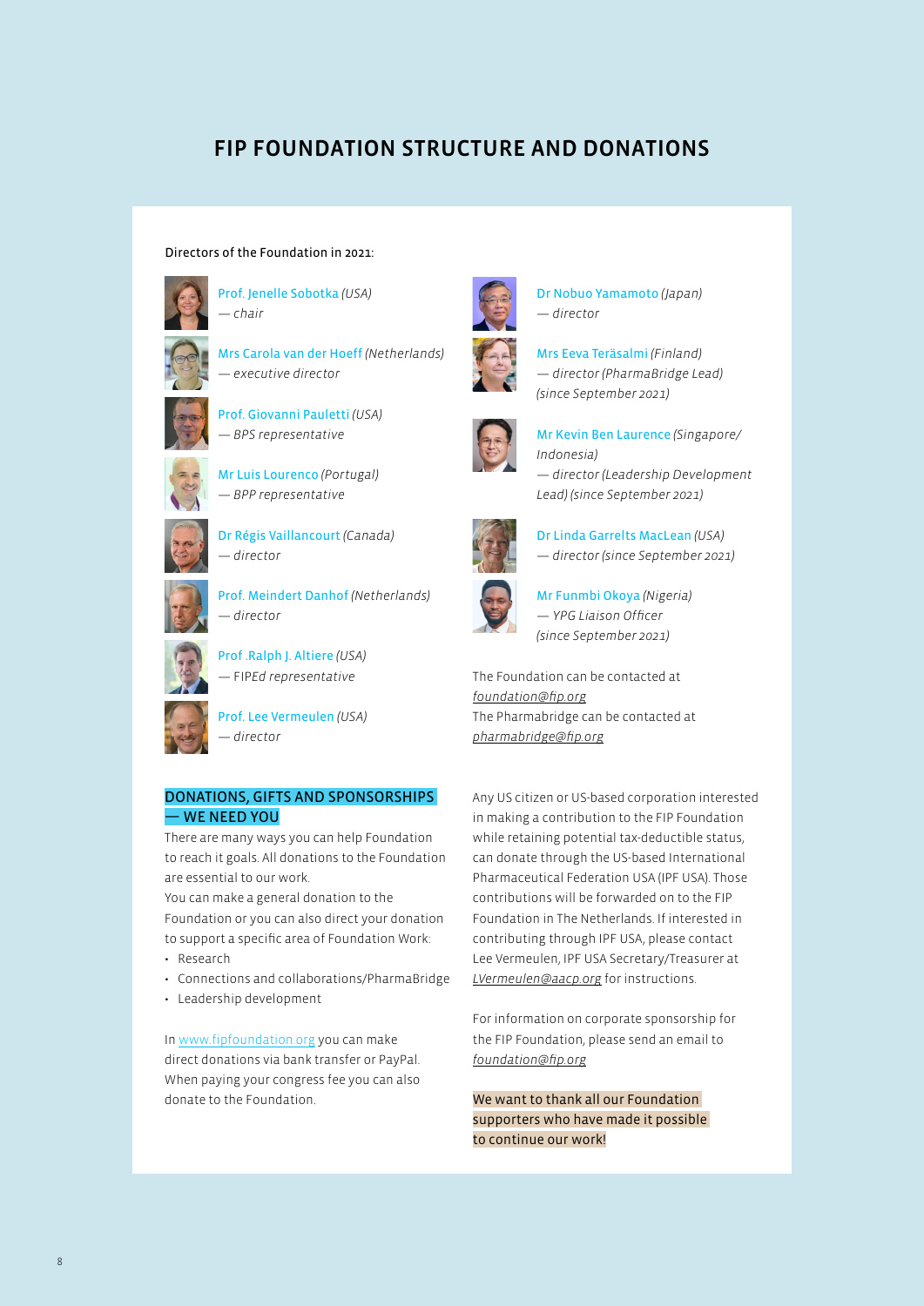# FIP FOUNDATION STRUCTURE AND DONATIONS

Directors of the Foundation in 2021:

Prof. Jenelle Sobotka *(USA)*
*— chair*

Mrs Carola van der Hoeff *(Netherlands)*
*— executive director*

Prof. Giovanni Pauletti *(USA)*
*— BPS representative*

Mr Luis Lourenco *(Portugal)*
*— BPP representative*

Dr Régis Vaillancourt *(Canada)*
*— director*

Prof. Meindert Danhof *(Netherlands)*
*— director*

Prof .Ralph J. Altiere *(USA)*
— FIPEd representative

Prof. Lee Vermeulen *(USA)*
*— director*

Dr Nobuo Yamamoto *(Japan)*
*— director*

Mrs Eeva Teräsalmi *(Finland)*
*— director (PharmaBridge Lead) (since September 2021)*

Mr Kevin Ben Laurence *(Singapore/ Indonesia)*
*— director (Leadership Development Lead) (since September 2021)*

Dr Linda Garrelts MacLean *(USA)*
*— director (since September 2021)*

Mr Funmbi Okoya *(Nigeria)*
*— YPG Liaison Officer (since September 2021)*

The Foundation can be contacted at *foundation@fip.org*
The Pharmabridge can be contacted at *pharmabridge@fip.org*

## DONATIONS, GIFTS AND SPONSORSHIPS — WE NEED YOU

There are many ways you can help Foundation to reach it goals. All donations to the Foundation are essential to our work.
You can make a general donation to the Foundation or you can also direct your donation to support a specific area of Foundation Work:

- Research
- Connections and collaborations/PharmaBridge
- Leadership development

In www.fipfoundation.org you can make direct donations via bank transfer or PayPal. When paying your congress fee you can also donate to the Foundation.

Any US citizen or US-based corporation interested in making a contribution to the FIP Foundation while retaining potential tax-deductible status, can donate through the US-based International Pharmaceutical Federation USA (IPF USA). Those contributions will be forwarded on to the FIP Foundation in The Netherlands. If interested in contributing through IPF USA, please contact Lee Vermeulen, IPF USA Secretary/Treasurer at *LVermeulen@aacp.org* for instructions.

For information on corporate sponsorship for the FIP Foundation, please send an email to *foundation@fip.org*

We want to thank all our Foundation supporters who have made it possible to continue our work!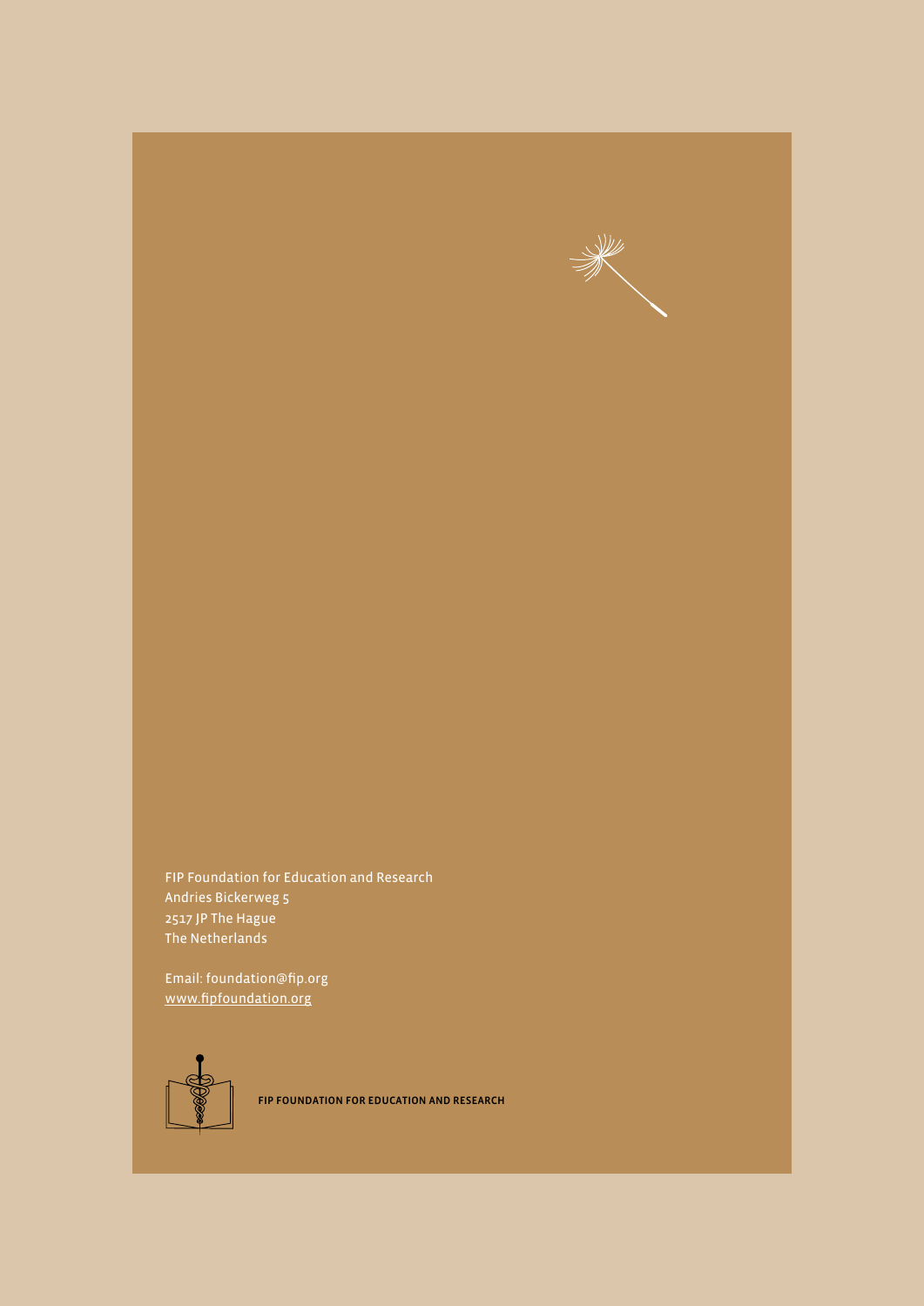FIP Foundation for Education and Research
Andries Bickerweg 5
2517 JP The Hague
The Netherlands

Email: foundation@fip.org
www.fipfoundation.org

FIP FOUNDATION FOR EDUCATION AND RESEARCH